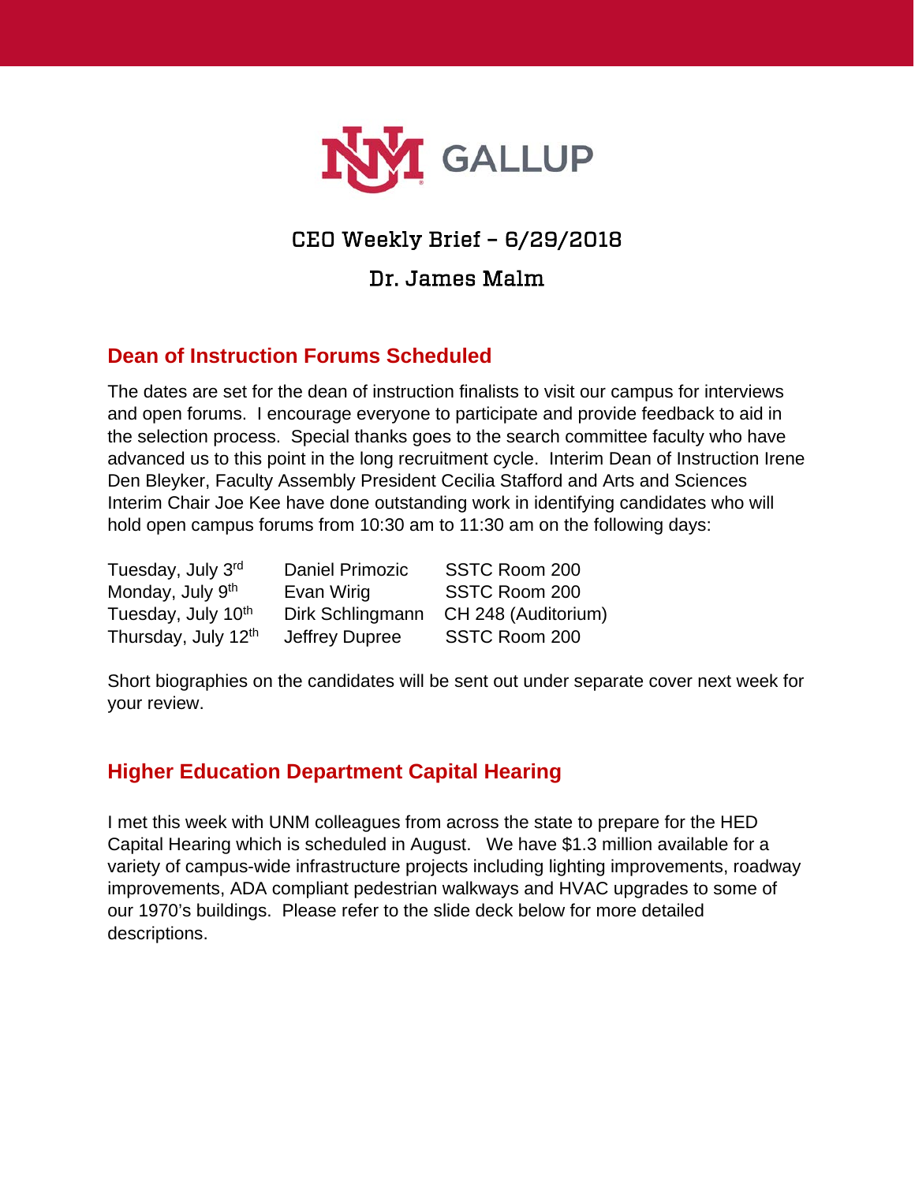# UNM GALLUP

## CEO Weekly Brief – 6/29/2018

## Dr. James Malm

### Dean of Instruction Forums Scheduled

The dates are set for the dean of instruction finalists to visit our campus for interviews and open forums. I encourage everyone to participate and provide feedback to aid in the selection process. Special thanks goes to the search committee faculty who have advanced us to this point in the long recruitment cycle. Interim Dean of Instruction Irene Den Bleyker, Faculty Assembly President Cecilia Stafford and Arts and Sciences Interim Chair Joe Kee have done outstanding work in identifying candidates who will hold open campus forums from 10:30 am to 11:30 am on the following days:

| | | |
|---|---|---|
| Tuesday, July 3rd | Daniel Primozic | SSTC Room 200 |
| Monday, July 9th | Evan Wirig | SSTC Room 200 |
| Tuesday, July 10th | Dirk Schlingmann | CH 248 (Auditorium) |
| Thursday, July 12th | Jeffrey Dupree | SSTC Room 200 |

Short biographies on the candidates will be sent out under separate cover next week for your review.

### Higher Education Department Capital Hearing

I met this week with UNM colleagues from across the state to prepare for the HED Capital Hearing which is scheduled in August. We have $1.3 million available for a variety of campus-wide infrastructure projects including lighting improvements, roadway improvements, ADA compliant pedestrian walkways and HVAC upgrades to some of our 1970's buildings. Please refer to the slide deck below for more detailed descriptions.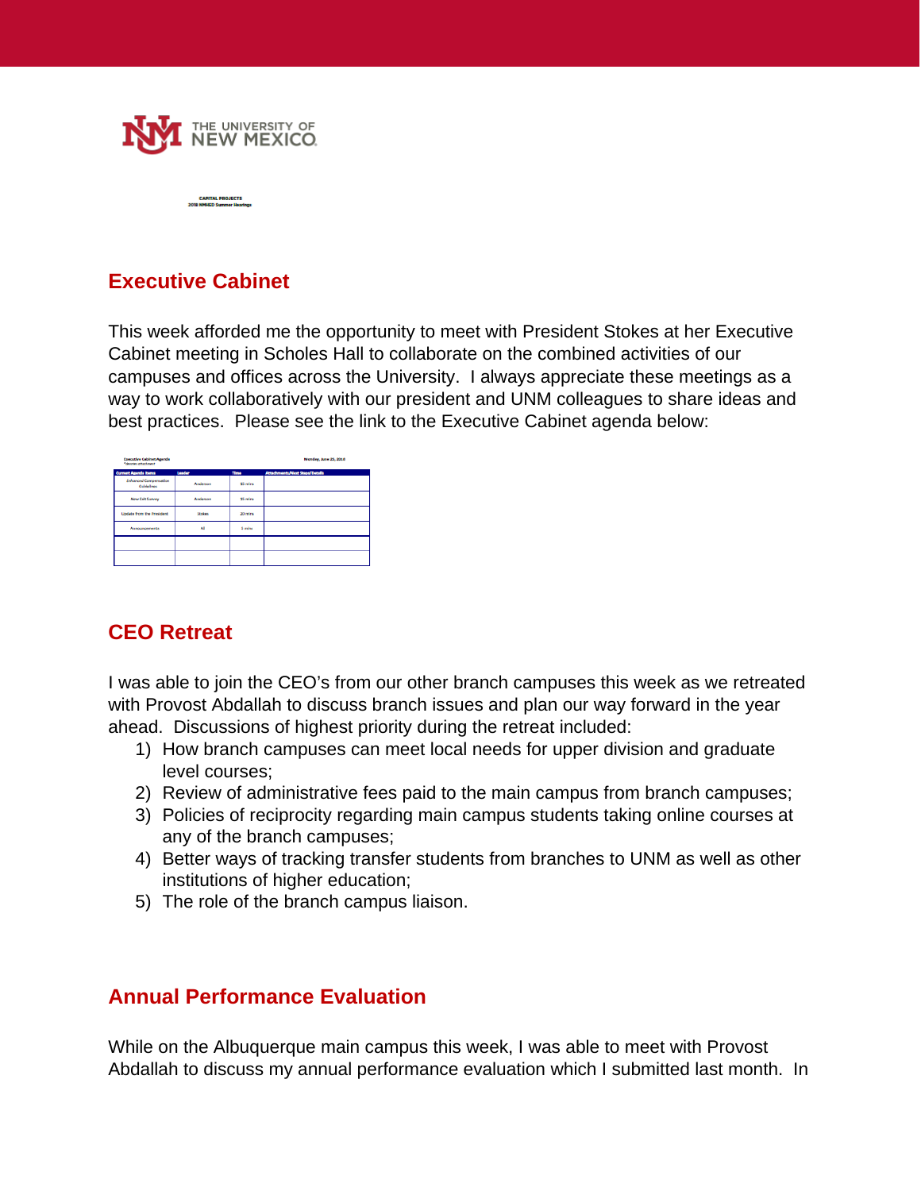CAPITAL PROJECTS
2018 NMHED Summer Hearings

## Executive Cabinet

This week afforded me the opportunity to meet with President Stokes at her Executive Cabinet meeting in Scholes Hall to collaborate on the combined activities of our campuses and offices across the University. I always appreciate these meetings as a way to work collaboratively with our president and UNM colleagues to share ideas and best practices. Please see the link to the Executive Cabinet agenda below:

Executive Cabinet Agenda
*denotes attachment

Monday, June 25, 2018

| Current Agenda Items | Leader | Time | Attachments/Next Steps/Details |
|---|---|---|---|
| Enhanced Compensation Guidelines | Anderson | 10 mins | |
| New Exit Survey | Anderson | 15 mins | |
| Update from the President | Stokes | 20 mins | |
| Announcements | All | 5 mins | |
| | | | |
| | | | |

## CEO Retreat

I was able to join the CEO's from our other branch campuses this week as we retreated with Provost Abdallah to discuss branch issues and plan our way forward in the year ahead. Discussions of highest priority during the retreat included:

1) How branch campuses can meet local needs for upper division and graduate level courses;
2) Review of administrative fees paid to the main campus from branch campuses;
3) Policies of reciprocity regarding main campus students taking online courses at any of the branch campuses;
4) Better ways of tracking transfer students from branches to UNM as well as other institutions of higher education;
5) The role of the branch campus liaison.

## Annual Performance Evaluation

While on the Albuquerque main campus this week, I was able to meet with Provost Abdallah to discuss my annual performance evaluation which I submitted last month. In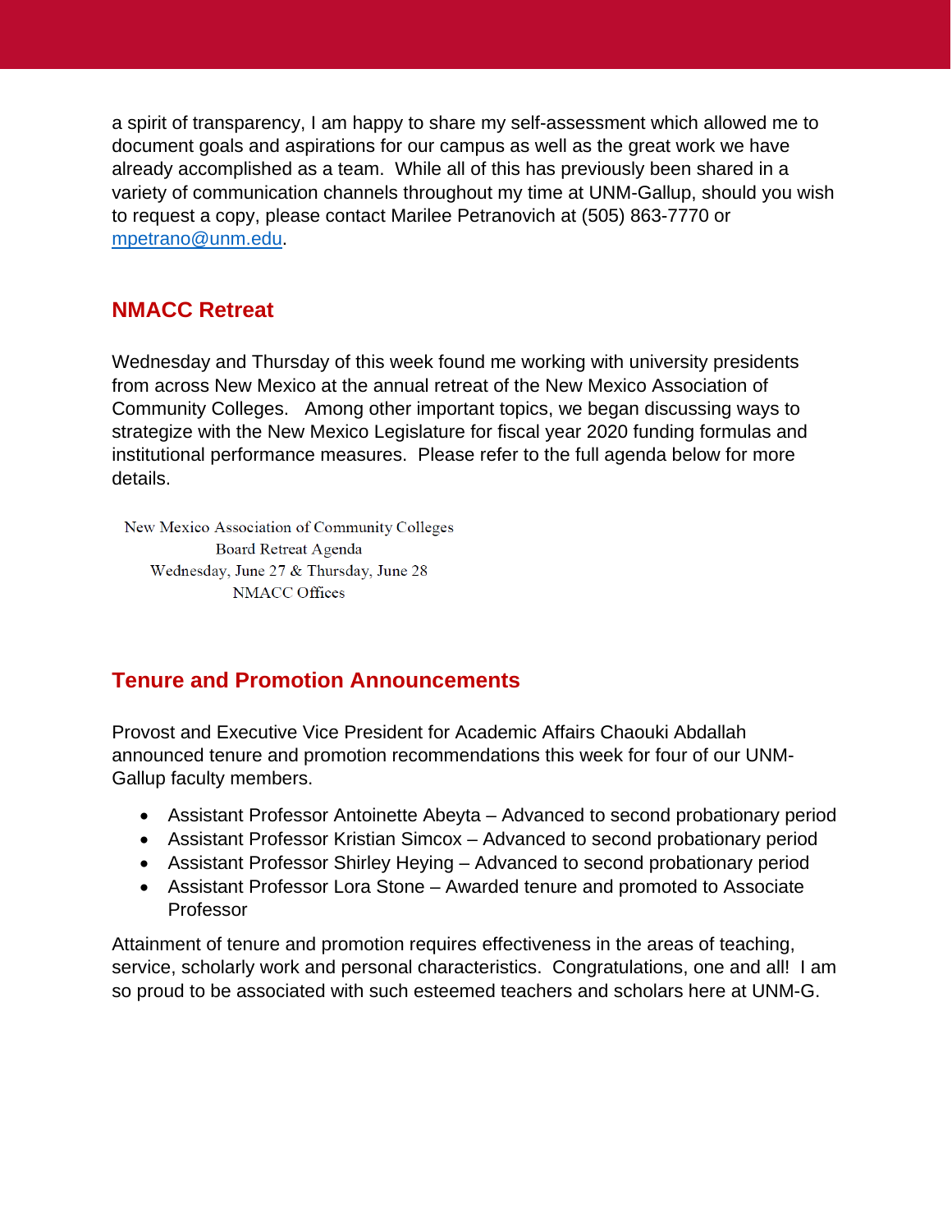a spirit of transparency, I am happy to share my self-assessment which allowed me to document goals and aspirations for our campus as well as the great work we have already accomplished as a team. While all of this has previously been shared in a variety of communication channels throughout my time at UNM-Gallup, should you wish to request a copy, please contact Marilee Petranovich at (505) 863-7770 or [mpetrano@unm.edu](mailto:mpetrano@unm.edu).

## NMACC Retreat

Wednesday and Thursday of this week found me working with university presidents from across New Mexico at the annual retreat of the New Mexico Association of Community Colleges. Among other important topics, we began discussing ways to strategize with the New Mexico Legislature for fiscal year 2020 funding formulas and institutional performance measures. Please refer to the full agenda below for more details.

New Mexico Association of Community Colleges
Board Retreat Agenda
Wednesday, June 27 & Thursday, June 28
NMACC Offices

## Tenure and Promotion Announcements

Provost and Executive Vice President for Academic Affairs Chaouki Abdallah announced tenure and promotion recommendations this week for four of our UNM-Gallup faculty members.

- Assistant Professor Antoinette Abeyta – Advanced to second probationary period
- Assistant Professor Kristian Simcox – Advanced to second probationary period
- Assistant Professor Shirley Heying – Advanced to second probationary period
- Assistant Professor Lora Stone – Awarded tenure and promoted to Associate Professor

Attainment of tenure and promotion requires effectiveness in the areas of teaching, service, scholarly work and personal characteristics. Congratulations, one and all! I am so proud to be associated with such esteemed teachers and scholars here at UNM-G.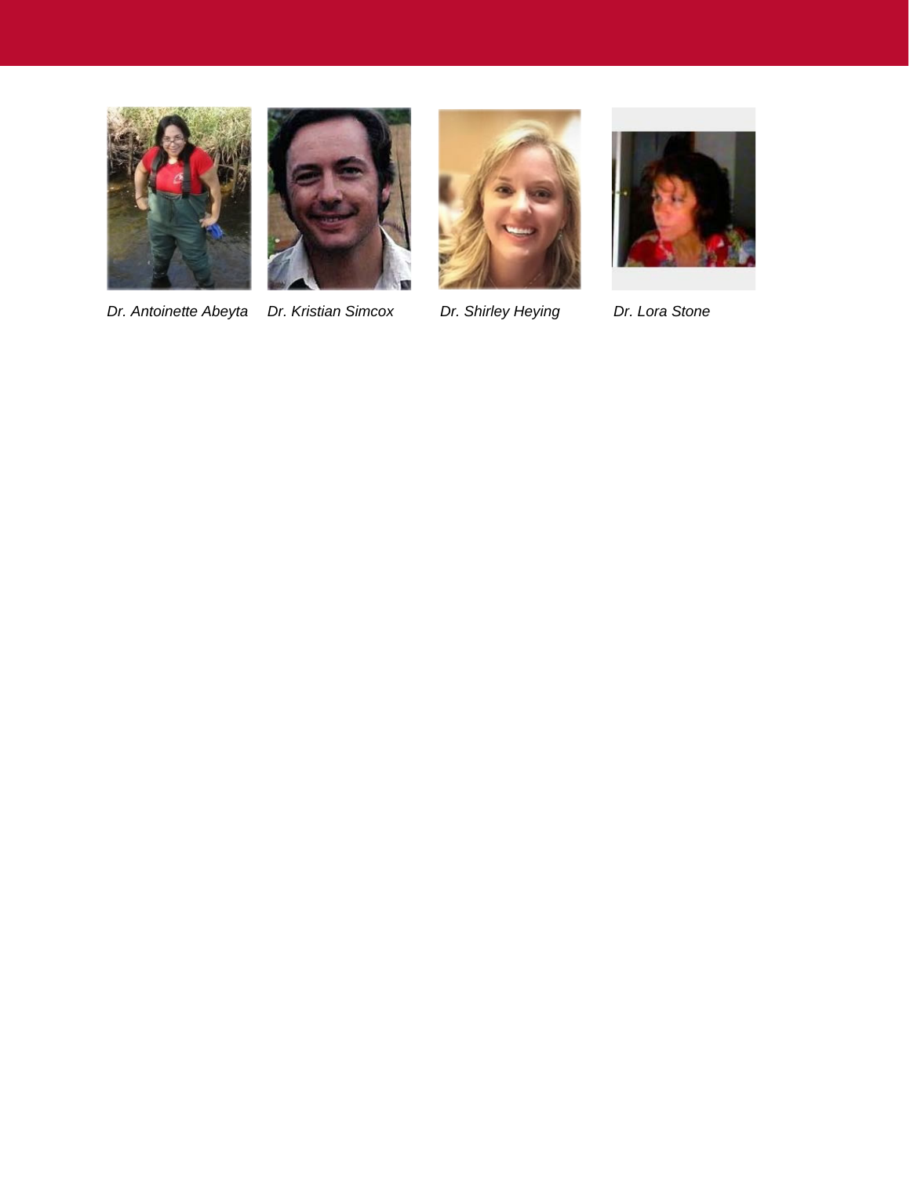*Dr. Antoinette Abeyta* *Dr. Kristian Simcox* *Dr. Shirley Heying* *Dr. Lora Stone*